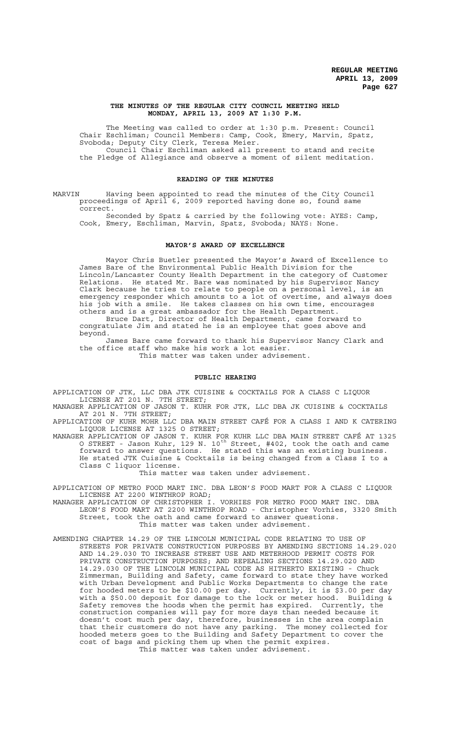# THE MINUTES OF THE REGULAR CITY COUNCIL MEETING HELD MONDAY, APRIL 13, 2009 AT 1:30 P.M.

The Meeting was called to order at 1:30 p.m. Present: Council Chair Eschliman; Council Members: Camp, Cook, Emery, Marvin, Spatz, Svoboda; Deputy City Clerk, Teresa Meier.

Council Chair Eschliman asked all present to stand and recite the Pledge of Allegiance and observe a moment of silent meditation.

## READING OF THE MINUTES

MARVIN Having been appointed to read the minutes of the City Council proceedings of April 6, 2009 reported having done so, found same correct.

Seconded by Spatz & carried by the following vote: AYES: Camp, Cook, Emery, Eschliman, Marvin, Spatz, Svoboda; NAYS: None.

## MAYOR'S AWARD OF EXCELLENCE

Mayor Chris Beutler presented the Mayor's Award of Excellence to James Bare of the Environmental Public Health Division for the Lincoln/Lancaster County Health Department in the category of Customer Relations. He stated Mr. Bare was nominated by his Supervisor Nancy Clark because he tries to relate to people on a personal level, is an emergency responder which amounts to a lot of overtime, and always does his job with a smile. He takes classes on his own time, encourages others and is a great ambassador for the Health Department.

Bruce Dart, Director of Health Department, came forward to congratulate Jim and stated he is an employee that goes above and beyond.

James Bare came forward to thank his Supervisor Nancy Clark and the office staff who make his work a lot easier.

This matter was taken under advisement.

## PUBLIC HEARING

APPLICATION OF JTK, LLC DBA JTK CUISINE & COCKTAILS FOR A CLASS C LIQUOR LICENSE AT 201 N. 7TH STREET;

MANAGER APPLICATION OF JASON T. KUHR FOR JTK, LLC DBA JK CUISINE & COCKTAILS AT 201 N. 7TH STREET;

APPLICATION OF KUHR MOHR LLC DBA MAIN STREET CAFÉ FOR A CLASS I AND K CATERING LIQUOR LICENSE AT 1325 O STREET;

MANAGER APPLICATION OF JASON T. KUHR FOR KUHR LLC DBA MAIN STREET CAFÉ AT 1325 O STREET - Jason Kuhr, 129 N. 10th Street, #402, took the oath and came forward to answer questions. He stated this was an existing business. He stated JTK Cuisine & Cocktails is being changed from a Class I to a Class C liquor license.

This matter was taken under advisement.

APPLICATION OF METRO FOOD MART INC. DBA LEON'S FOOD MART FOR A CLASS C LIQUOR LICENSE AT 2200 WINTHROP ROAD;

MANAGER APPLICATION OF CHRISTOPHER I. VORHIES FOR METRO FOOD MART INC. DBA LEON'S FOOD MART AT 2200 WINTHROP ROAD - Christopher Vorhies, 3320 Smith Street, took the oath and came forward to answer questions.

This matter was taken under advisement.

AMENDING CHAPTER 14.29 OF THE LINCOLN MUNICIPAL CODE RELATING TO USE OF STREETS FOR PRIVATE CONSTRUCTION PURPOSES BY AMENDING SECTIONS 14.29.020 AND 14.29.030 TO INCREASE STREET USE AND METERHOOD PERMIT COSTS FOR PRIVATE CONSTRUCTION PURPOSES; AND REPEALING SECTIONS 14.29.020 AND 14.29.030 OF THE LINCOLN MUNICIPAL CODE AS HITHERTO EXISTING - Chuck Zimmerman, Building and Safety, came forward to state they have worked with Urban Development and Public Works Departments to change the rate for hooded meters to be $10.00 per day. Currently, it is $3.00 per day with a $50.00 deposit for damage to the lock or meter hood. Building & Safety removes the hoods when the permit has expired. Currently, the construction companies will pay for more days than needed because it doesn't cost much per day, therefore, businesses in the area complain that their customers do not have any parking. The money collected for hooded meters goes to the Building and Safety Department to cover the cost of bags and picking them up when the permit expires.

This matter was taken under advisement.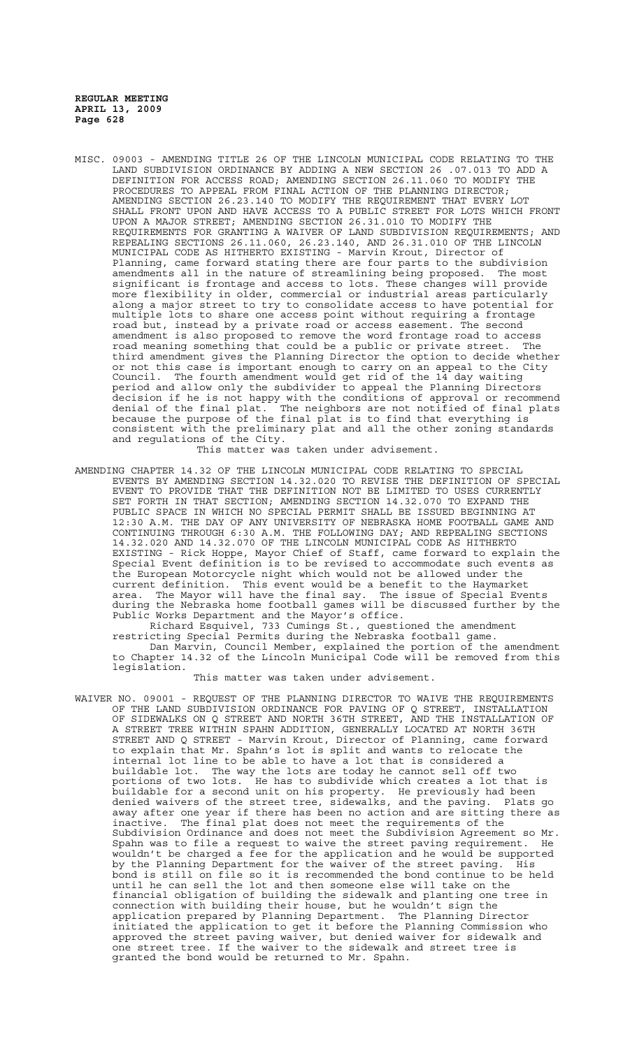MISC. 09003 - AMENDING TITLE 26 OF THE LINCOLN MUNICIPAL CODE RELATING TO THE LAND SUBDIVISION ORDINANCE BY ADDING A NEW SECTION 26 .07.013 TO ADD A DEFINITION FOR ACCESS ROAD; AMENDING SECTION 26.11.060 TO MODIFY THE PROCEDURES TO APPEAL FROM FINAL ACTION OF THE PLANNING DIRECTOR; AMENDING SECTION 26.23.140 TO MODIFY THE REQUIREMENT THAT EVERY LOT SHALL FRONT UPON AND HAVE ACCESS TO A PUBLIC STREET FOR LOTS WHICH FRONT UPON A MAJOR STREET; AMENDING SECTION 26.31.010 TO MODIFY THE REQUIREMENTS FOR GRANTING A WAIVER OF LAND SUBDIVISION REQUIREMENTS; AND REPEALING SECTIONS 26.11.060, 26.23.140, AND 26.31.010 OF THE LINCOLN MUNICIPAL CODE AS HITHERTO EXISTING - Marvin Krout, Director of Planning, came forward stating there are four parts to the subdivision amendments all in the nature of streamlining being proposed. The most significant is frontage and access to lots. These changes will provide more flexibility in older, commercial or industrial areas particularly along a major street to try to consolidate access to have potential for multiple lots to share one access point without requiring a frontage road but, instead by a private road or access easement. The second amendment is also proposed to remove the word frontage road to access road meaning something that could be a public or private street. The third amendment gives the Planning Director the option to decide whether or not this case is important enough to carry on an appeal to the City Council. The fourth amendment would get rid of the 14 day waiting period and allow only the subdivider to appeal the Planning Directors decision if he is not happy with the conditions of approval or recommend denial of the final plat. The neighbors are not notified of final plats because the purpose of the final plat is to find that everything is consistent with the preliminary plat and all the other zoning standards and regulations of the City.

This matter was taken under advisement.

AMENDING CHAPTER 14.32 OF THE LINCOLN MUNICIPAL CODE RELATING TO SPECIAL EVENTS BY AMENDING SECTION 14.32.020 TO REVISE THE DEFINITION OF SPECIAL EVENT TO PROVIDE THAT THE DEFINITION NOT BE LIMITED TO USES CURRENTLY SET FORTH IN THAT SECTION; AMENDING SECTION 14.32.070 TO EXPAND THE PUBLIC SPACE IN WHICH NO SPECIAL PERMIT SHALL BE ISSUED BEGINNING AT 12:30 A.M. THE DAY OF ANY UNIVERSITY OF NEBRASKA HOME FOOTBALL GAME AND CONTINUING THROUGH 6:30 A.M. THE FOLLOWING DAY; AND REPEALING SECTIONS 14.32.020 AND 14.32.070 OF THE LINCOLN MUNICIPAL CODE AS HITHERTO EXISTING - Rick Hoppe, Mayor Chief of Staff, came forward to explain the Special Event definition is to be revised to accommodate such events as the European Motorcycle night which would not be allowed under the current definition. This event would be a benefit to the Haymarket area. The Mayor will have the final say. The issue of Special Events during the Nebraska home football games will be discussed further by the Public Works Department and the Mayor's office.

Richard Esquivel, 733 Cumings St., questioned the amendment restricting Special Permits during the Nebraska football game.

Dan Marvin, Council Member, explained the portion of the amendment to Chapter 14.32 of the Lincoln Municipal Code will be removed from this legislation.

This matter was taken under advisement.

WAIVER NO. 09001 - REQUEST OF THE PLANNING DIRECTOR TO WAIVE THE REQUIREMENTS OF THE LAND SUBDIVISION ORDINANCE FOR PAVING OF Q STREET, INSTALLATION OF SIDEWALKS ON Q STREET AND NORTH 36TH STREET, AND THE INSTALLATION OF A STREET TREE WITHIN SPAHN ADDITION, GENERALLY LOCATED AT NORTH 36TH STREET AND Q STREET - Marvin Krout, Director of Planning, came forward to explain that Mr. Spahn's lot is split and wants to relocate the internal lot line to be able to have a lot that is considered a buildable lot. The way the lots are today he cannot sell off two portions of two lots. He has to subdivide which creates a lot that is buildable for a second unit on his property. He previously had been denied waivers of the street tree, sidewalks, and the paving. Plats go away after one year if there has been no action and are sitting there as inactive. The final plat does not meet the requirements of the Subdivision Ordinance and does not meet the Subdivision Agreement so Mr. Spahn was to file a request to waive the street paving requirement. He wouldn't be charged a fee for the application and he would be supported by the Planning Department for the waiver of the street paving. His bond is still on file so it is recommended the bond continue to be held until he can sell the lot and then someone else will take on the financial obligation of building the sidewalk and planting one tree in connection with building their house, but he wouldn't sign the application prepared by Planning Department. The Planning Director initiated the application to get it before the Planning Commission who approved the street paving waiver, but denied waiver for sidewalk and one street tree. If the waiver to the sidewalk and street tree is granted the bond would be returned to Mr. Spahn.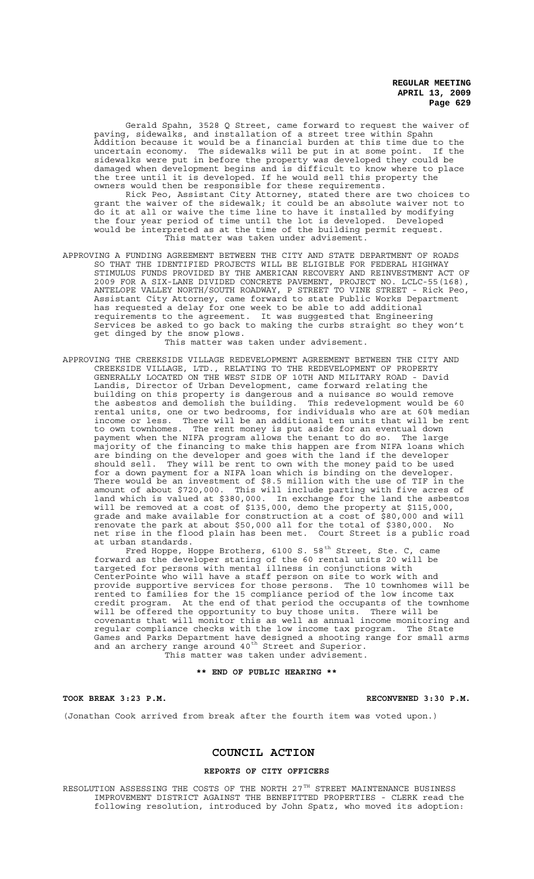Gerald Spahn, 3528 Q Street, came forward to request the waiver of paving, sidewalks, and installation of a street tree within Spahn Addition because it would be a financial burden at this time due to the uncertain economy. The sidewalks will be put in at some point. If the sidewalks were put in before the property was developed they could be damaged when development begins and is difficult to know where to place the tree until it is developed. If he would sell this property the owners would then be responsible for these requirements.

Rick Peo, Assistant City Attorney, stated there are two choices to grant the waiver of the sidewalk; it could be an absolute waiver not to do it at all or waive the time line to have it installed by modifying the four year period of time until the lot is developed. Developed would be interpreted as at the time of the building permit request.

This matter was taken under advisement.

APPROVING A FUNDING AGREEMENT BETWEEN THE CITY AND STATE DEPARTMENT OF ROADS SO THAT THE IDENTIFIED PROJECTS WILL BE ELIGIBLE FOR FEDERAL HIGHWAY STIMULUS FUNDS PROVIDED BY THE AMERICAN RECOVERY AND REINVESTMENT ACT OF 2009 FOR A SIX-LANE DIVIDED CONCRETE PAVEMENT, PROJECT NO. LCLC-55(168), ANTELOPE VALLEY NORTH/SOUTH ROADWAY, P STREET TO VINE STREET - Rick Peo, Assistant City Attorney, came forward to state Public Works Department has requested a delay for one week to be able to add additional requirements to the agreement. It was suggested that Engineering Services be asked to go back to making the curbs straight so they won't get dinged by the snow plows.

This matter was taken under advisement.

APPROVING THE CREEKSIDE VILLAGE REDEVELOPMENT AGREEMENT BETWEEN THE CITY AND CREEKSIDE VILLAGE, LTD., RELATING TO THE REDEVELOPMENT OF PROPERTY GENERALLY LOCATED ON THE WEST SIDE OF 10TH AND MILITARY ROAD - David Landis, Director of Urban Development, came forward relating the building on this property is dangerous and a nuisance so would remove the asbestos and demolish the building. This redevelopment would be 60 rental units, one or two bedrooms, for individuals who are at 60% median income or less. There will be an additional ten units that will be rent to own townhomes. The rent money is put aside for an eventual down payment when the NIFA program allows the tenant to do so. The large majority of the financing to make this happen are from NIFA loans which are binding on the developer and goes with the land if the developer should sell. They will be rent to own with the money paid to be used for a down payment for a NIFA loan which is binding on the developer. There would be an investment of $8.5 million with the use of TIF in the amount of about $720,000. This will include parting with five acres of land which is valued at $380,000. In exchange for the land the asbestos will be removed at a cost of $135,000, demo the property at $115,000, grade and make available for construction at a cost of $80,000 and will renovate the park at about $50,000 all for the total of $380,000. No net rise in the flood plain has been met. Court Street is a public road at urban standards.

Fred Hoppe, Hoppe Brothers, 6100 S. 58th Street, Ste. C, came forward as the developer stating of the 60 rental units 20 will be targeted for persons with mental illness in conjunctions with CenterPointe who will have a staff person on site to work with and provide supportive services for those persons. The 10 townhomes will be rented to families for the 15 compliance period of the low income tax credit program. At the end of that period the occupants of the townhome will be offered the opportunity to buy those units. There will be covenants that will monitor this as well as annual income monitoring and regular compliance checks with the low income tax program. The State Games and Parks Department have designed a shooting range for small arms and an archery range around 40th Street and Superior.

This matter was taken under advisement.

**\*\* END OF PUBLIC HEARING \*\***

**TOOK BREAK 3:23 P.M.** **RECONVENED 3:30 P.M.**

(Jonathan Cook arrived from break after the fourth item was voted upon.)

## COUNCIL ACTION

### REPORTS OF CITY OFFICERS

RESOLUTION ASSESSING THE COSTS OF THE NORTH 27TH STREET MAINTENANCE BUSINESS IMPROVEMENT DISTRICT AGAINST THE BENEFITTED PROPERTIES - CLERK read the following resolution, introduced by John Spatz, who moved its adoption: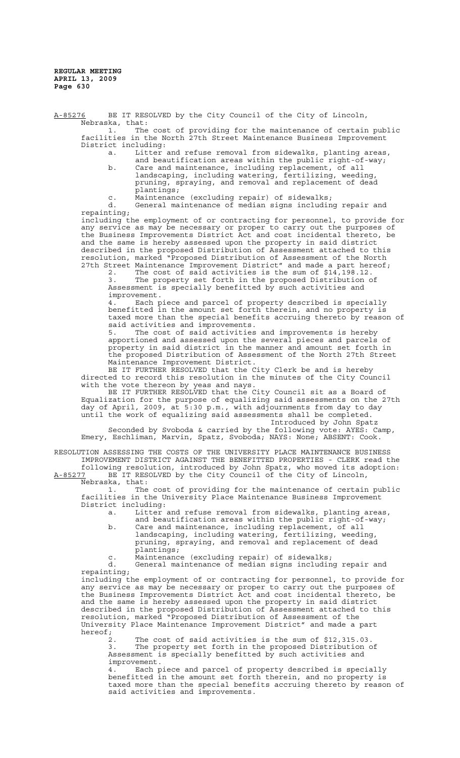A-85276 BE IT RESOLVED by the City Council of the City of Lincoln, Nebraska, that:

1. The cost of providing for the maintenance of certain public facilities in the North 27th Street Maintenance Business Improvement District including:
   - a. Litter and refuse removal from sidewalks, planting areas, and beautification areas within the public right-of-way;
   - b. Care and maintenance, including replacement, of all landscaping, including watering, fertilizing, weeding, pruning, spraying, and removal and replacement of dead plantings;
   - c. Maintenance (excluding repair) of sidewalks;
   - d. General maintenance of median signs including repair and repainting;

including the employment of or contracting for personnel, to provide for any service as may be necessary or proper to carry out the purposes of the Business Improvements District Act and cost incidental thereto, be and the same is hereby assessed upon the property in said district described in the proposed Distribution of Assessment attached to this resolution, marked "Proposed Distribution of Assessment of the North 27th Street Maintenance Improvement District" and made a part hereof;

2. The cost of said activities is the sum of $14,198.12.
3. The property set forth in the proposed Distribution of Assessment is specially benefitted by such activities and improvement.
4. Each piece and parcel of property described is specially benefitted in the amount set forth therein, and no property is taxed more than the special benefits accruing thereto by reason of said activities and improvements.
5. The cost of said activities and improvements is hereby apportioned and assessed upon the several pieces and parcels of property in said district in the manner and amount set forth in the proposed Distribution of Assessment of the North 27th Street Maintenance Improvement District.

BE IT FURTHER RESOLVED that the City Clerk be and is hereby directed to record this resolution in the minutes of the City Council with the vote thereon by yeas and nays.

BE IT FURTHER RESOLVED that the City Council sit as a Board of Equalization for the purpose of equalizing said assessments on the 27th day of April, 2009, at 5:30 p.m., with adjournments from day to day until the work of equalizing said assessments shall be completed.

Introduced by John Spatz

Seconded by Svoboda & carried by the following vote: AYES: Camp, Emery, Eschliman, Marvin, Spatz, Svoboda; NAYS: None; ABSENT: Cook.

RESOLUTION ASSESSING THE COSTS OF THE UNIVERSITY PLACE MAINTENANCE BUSINESS IMPROVEMENT DISTRICT AGAINST THE BENEFITTED PROPERTIES - CLERK read the following resolution, introduced by John Spatz, who moved its adoption:

A-85277 BE IT RESOLVED by the City Council of the City of Lincoln, Nebraska, that:

1. The cost of providing for the maintenance of certain public facilities in the University Place Maintenance Business Improvement District including:
   - a. Litter and refuse removal from sidewalks, planting areas, and beautification areas within the public right-of-way;
   - b. Care and maintenance, including replacement, of all landscaping, including watering, fertilizing, weeding, pruning, spraying, and removal and replacement of dead plantings;
   - c. Maintenance (excluding repair) of sidewalks;
   - d. General maintenance of median signs including repair and repainting;

including the employment of or contracting for personnel, to provide for any service as may be necessary or proper to carry out the purposes of the Business Improvements District Act and cost incidental thereto, be and the same is hereby assessed upon the property in said district described in the proposed Distribution of Assessment attached to this resolution, marked "Proposed Distribution of Assessment of the University Place Maintenance Improvement District" and made a part hereof;

2. The cost of said activities is the sum of $12,315.03.
3. The property set forth in the proposed Distribution of Assessment is specially benefitted by such activities and improvement.
4. Each piece and parcel of property described is specially benefitted in the amount set forth therein, and no property is taxed more than the special benefits accruing thereto by reason of said activities and improvements.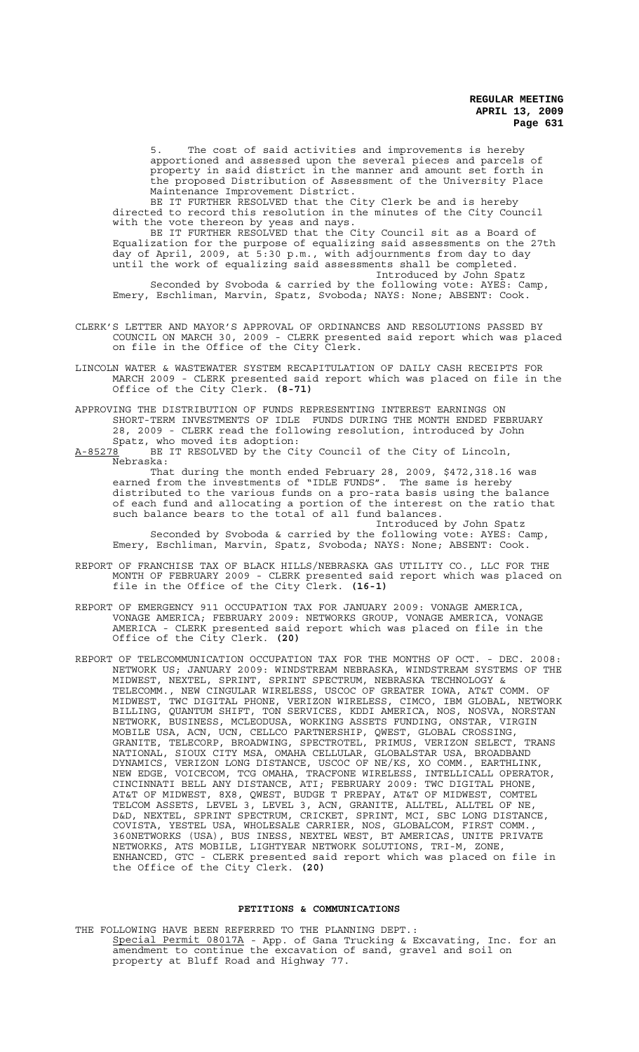5. The cost of said activities and improvements is hereby apportioned and assessed upon the several pieces and parcels of property in said district in the manner and amount set forth in the proposed Distribution of Assessment of the University Place Maintenance Improvement District.

BE IT FURTHER RESOLVED that the City Clerk be and is hereby directed to record this resolution in the minutes of the City Council with the vote thereon by yeas and nays.

BE IT FURTHER RESOLVED that the City Council sit as a Board of Equalization for the purpose of equalizing said assessments on the 27th day of April, 2009, at 5:30 p.m., with adjournments from day to day until the work of equalizing said assessments shall be completed.

Introduced by John Spatz

Seconded by Svoboda & carried by the following vote: AYES: Camp, Emery, Eschliman, Marvin, Spatz, Svoboda; NAYS: None; ABSENT: Cook.

CLERK'S LETTER AND MAYOR'S APPROVAL OF ORDINANCES AND RESOLUTIONS PASSED BY COUNCIL ON MARCH 30, 2009 - CLERK presented said report which was placed on file in the Office of the City Clerk.

LINCOLN WATER & WASTEWATER SYSTEM RECAPITULATION OF DAILY CASH RECEIPTS FOR MARCH 2009 - CLERK presented said report which was placed on file in the Office of the City Clerk. **(8-71)**

APPROVING THE DISTRIBUTION OF FUNDS REPRESENTING INTEREST EARNINGS ON SHORT-TERM INVESTMENTS OF IDLE FUNDS DURING THE MONTH ENDED FEBRUARY 28, 2009 - CLERK read the following resolution, introduced by John Spatz, who moved its adoption:

A-85278 BE IT RESOLVED by the City Council of the City of Lincoln, Nebraska:

That during the month ended February 28, 2009, $472,318.16 was earned from the investments of "IDLE FUNDS". The same is hereby distributed to the various funds on a pro-rata basis using the balance of each fund and allocating a portion of the interest on the ratio that such balance bears to the total of all fund balances.

Introduced by John Spatz

Seconded by Svoboda & carried by the following vote: AYES: Camp, Emery, Eschliman, Marvin, Spatz, Svoboda; NAYS: None; ABSENT: Cook.

REPORT OF FRANCHISE TAX OF BLACK HILLS/NEBRASKA GAS UTILITY CO., LLC FOR THE MONTH OF FEBRUARY 2009 - CLERK presented said report which was placed on file in the Office of the City Clerk. **(16-1)**

REPORT OF EMERGENCY 911 OCCUPATION TAX FOR JANUARY 2009: VONAGE AMERICA, VONAGE AMERICA; FEBRUARY 2009: NETWORKS GROUP, VONAGE AMERICA, VONAGE AMERICA - CLERK presented said report which was placed on file in the Office of the City Clerk. **(20)**

REPORT OF TELECOMMUNICATION OCCUPATION TAX FOR THE MONTHS OF OCT. - DEC. 2008: NETWORK US; JANUARY 2009: WINDSTREAM NEBRASKA, WINDSTREAM SYSTEMS OF THE MIDWEST, NEXTEL, SPRINT, SPRINT SPECTRUM, NEBRASKA TECHNOLOGY & TELECOMM., NEW CINGULAR WIRELESS, USCOC OF GREATER IOWA, AT&T COMM. OF MIDWEST, TWC DIGITAL PHONE, VERIZON WIRELESS, CIMCO, IBM GLOBAL, NETWORK BILLING, QUANTUM SHIFT, TON SERVICES, KDDI AMERICA, NOS, NOSVA, NORSTAN NETWORK, BUSINESS, MCLEODUSA, WORKING ASSETS FUNDING, ONSTAR, VIRGIN MOBILE USA, ACN, UCN, CELLCO PARTNERSHIP, QWEST, GLOBAL CROSSING, GRANITE, TELECORP, BROADWING, SPECTROTEL, PRIMUS, VERIZON SELECT, TRANS NATIONAL, SIOUX CITY MSA, OMAHA CELLULAR, GLOBALSTAR USA, BROADBAND DYNAMICS, VERIZON LONG DISTANCE, USCOC OF NE/KS, XO COMM., EARTHLINK, NEW EDGE, VOICECOM, TCG OMAHA, TRACFONE WIRELESS, INTELLICALL OPERATOR, CINCINNATI BELL ANY DISTANCE, ATI; FEBRUARY 2009: TWC DIGITAL PHONE, AT&T OF MIDWEST, 8X8, QWEST, BUDGE T PREPAY, AT&T OF MIDWEST, COMTEL TELCOM ASSETS, LEVEL 3, LEVEL 3, ACN, GRANITE, ALLTEL, ALLTEL OF NE, D&D, NEXTEL, SPRINT SPECTRUM, CRICKET, SPRINT, MCI, SBC LONG DISTANCE, COVISTA, YESTEL USA, WHOLESALE CARRIER, NOS, GLOBALCOM, FIRST COMM., 360NETWORKS (USA), BUS INESS, NEXTEL WEST, BT AMERICAS, UNITE PRIVATE NETWORKS, ATS MOBILE, LIGHTYEAR NETWORK SOLUTIONS, TRI-M, ZONE, ENHANCED, GTC - CLERK presented said report which was placed on file in the Office of the City Clerk. **(20)**

## PETITIONS & COMMUNICATIONS

THE FOLLOWING HAVE BEEN REFERRED TO THE PLANNING DEPT.:

Special Permit 08017A - App. of Gana Trucking & Excavating, Inc. for an amendment to continue the excavation of sand, gravel and soil on property at Bluff Road and Highway 77.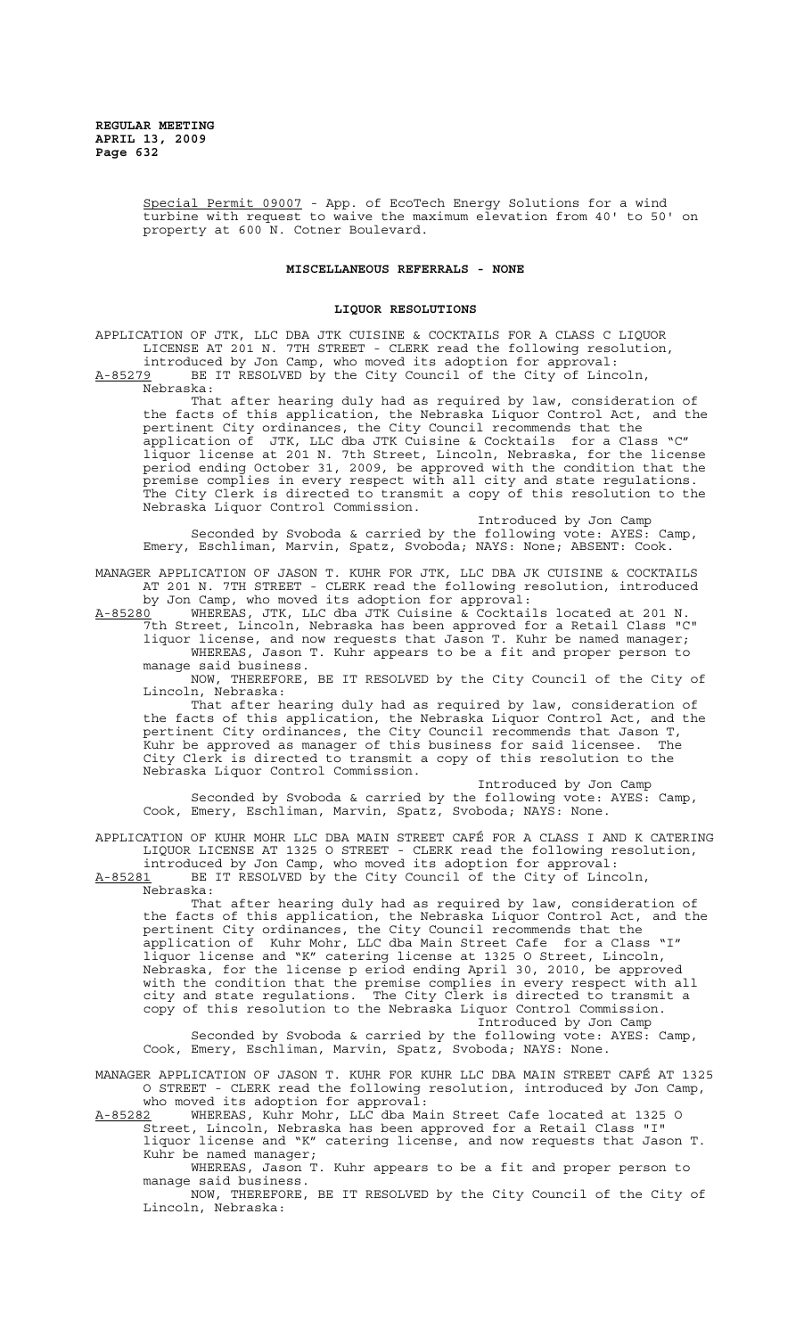Special Permit 09007 - App. of EcoTech Energy Solutions for a wind turbine with request to waive the maximum elevation from 40' to 50' on property at 600 N. Cotner Boulevard.

## MISCELLANEOUS REFERRALS - NONE

## LIQUOR RESOLUTIONS

APPLICATION OF JTK, LLC DBA JTK CUISINE & COCKTAILS FOR A CLASS C LIQUOR LICENSE AT 201 N. 7TH STREET - CLERK read the following resolution, introduced by Jon Camp, who moved its adoption for approval:

A-85279 BE IT RESOLVED by the City Council of the City of Lincoln, Nebraska:

That after hearing duly had as required by law, consideration of the facts of this application, the Nebraska Liquor Control Act, and the pertinent City ordinances, the City Council recommends that the application of JTK, LLC dba JTK Cuisine & Cocktails for a Class "C" liquor license at 201 N. 7th Street, Lincoln, Nebraska, for the license period ending October 31, 2009, be approved with the condition that the premise complies in every respect with all city and state regulations. The City Clerk is directed to transmit a copy of this resolution to the Nebraska Liquor Control Commission.

Introduced by Jon Camp

Seconded by Svoboda & carried by the following vote: AYES: Camp, Emery, Eschliman, Marvin, Spatz, Svoboda; NAYS: None; ABSENT: Cook.

MANAGER APPLICATION OF JASON T. KUHR FOR JTK, LLC DBA JK CUISINE & COCKTAILS AT 201 N. 7TH STREET - CLERK read the following resolution, introduced by Jon Camp, who moved its adoption for approval:

A-85280 WHEREAS, JTK, LLC dba JTK Cuisine & Cocktails located at 201 N. 7th Street, Lincoln, Nebraska has been approved for a Retail Class "C" liquor license, and now requests that Jason T. Kuhr be named manager;

WHEREAS, Jason T. Kuhr appears to be a fit and proper person to manage said business.

NOW, THEREFORE, BE IT RESOLVED by the City Council of the City of Lincoln, Nebraska:

That after hearing duly had as required by law, consideration of the facts of this application, the Nebraska Liquor Control Act, and the pertinent City ordinances, the City Council recommends that Jason T, Kuhr be approved as manager of this business for said licensee. The City Clerk is directed to transmit a copy of this resolution to the Nebraska Liquor Control Commission.

Introduced by Jon Camp

Seconded by Svoboda & carried by the following vote: AYES: Camp, Cook, Emery, Eschliman, Marvin, Spatz, Svoboda; NAYS: None.

APPLICATION OF KUHR MOHR LLC DBA MAIN STREET CAFÉ FOR A CLASS I AND K CATERING LIQUOR LICENSE AT 1325 O STREET - CLERK read the following resolution, introduced by Jon Camp, who moved its adoption for approval:

A-85281 BE IT RESOLVED by the City Council of the City of Lincoln, Nebraska:

That after hearing duly had as required by law, consideration of the facts of this application, the Nebraska Liquor Control Act, and the pertinent City ordinances, the City Council recommends that the application of Kuhr Mohr, LLC dba Main Street Cafe for a Class "I" liquor license and "K" catering license at 1325 O Street, Lincoln, Nebraska, for the license p eriod ending April 30, 2010, be approved with the condition that the premise complies in every respect with all city and state regulations. The City Clerk is directed to transmit a copy of this resolution to the Nebraska Liquor Control Commission.

Introduced by Jon Camp

Seconded by Svoboda & carried by the following vote: AYES: Camp, Cook, Emery, Eschliman, Marvin, Spatz, Svoboda; NAYS: None.

MANAGER APPLICATION OF JASON T. KUHR FOR KUHR LLC DBA MAIN STREET CAFÉ AT 1325 O STREET - CLERK read the following resolution, introduced by Jon Camp, who moved its adoption for approval:

A-85282 WHEREAS, Kuhr Mohr, LLC dba Main Street Cafe located at 1325 O Street, Lincoln, Nebraska has been approved for a Retail Class "I" liquor license and "K" catering license, and now requests that Jason T. Kuhr be named manager;

WHEREAS, Jason T. Kuhr appears to be a fit and proper person to manage said business.

NOW, THEREFORE, BE IT RESOLVED by the City Council of the City of Lincoln, Nebraska: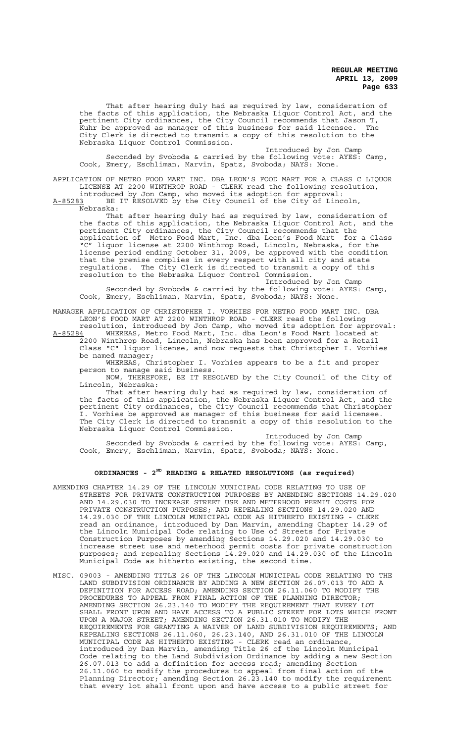That after hearing duly had as required by law, consideration of the facts of this application, the Nebraska Liquor Control Act, and the pertinent City ordinances, the City Council recommends that Jason T, Kuhr be approved as manager of this business for said licensee. The City Clerk is directed to transmit a copy of this resolution to the Nebraska Liquor Control Commission.

Introduced by Jon Camp

Seconded by Svoboda & carried by the following vote: AYES: Camp, Cook, Emery, Eschliman, Marvin, Spatz, Svoboda; NAYS: None.

APPLICATION OF METRO FOOD MART INC. DBA LEON'S FOOD MART FOR A CLASS C LIQUOR LICENSE AT 2200 WINTHROP ROAD - CLERK read the following resolution, introduced by Jon Camp, who moved its adoption for approval:

A-85283 BE IT RESOLVED by the City Council of the City of Lincoln, Nebraska:

That after hearing duly had as required by law, consideration of the facts of this application, the Nebraska Liquor Control Act, and the pertinent City ordinances, the City Council recommends that the application of Metro Food Mart, Inc. dba Leon's Food Mart for a Class "C" liquor license at 2200 Winthrop Road, Lincoln, Nebraska, for the license period ending October 31, 2009, be approved with the condition that the premise complies in every respect with all city and state regulations. The City Clerk is directed to transmit a copy of this resolution to the Nebraska Liquor Control Commission.

Introduced by Jon Camp

Seconded by Svoboda & carried by the following vote: AYES: Camp, Cook, Emery, Eschliman, Marvin, Spatz, Svoboda; NAYS: None.

MANAGER APPLICATION OF CHRISTOPHER I. VORHIES FOR METRO FOOD MART INC. DBA LEON'S FOOD MART AT 2200 WINTHROP ROAD - CLERK read the following resolution, introduced by Jon Camp, who moved its adoption for approval:

A-85284 WHEREAS, Metro Food Mart, Inc. dba Leon's Food Mart located at 2200 Winthrop Road, Lincoln, Nebraska has been approved for a Retail Class "C" liquor license, and now requests that Christopher I. Vorhies be named manager;

WHEREAS, Christopher I. Vorhies appears to be a fit and proper person to manage said business.

NOW, THEREFORE, BE IT RESOLVED by the City Council of the City of Lincoln, Nebraska:

That after hearing duly had as required by law, consideration of the facts of this application, the Nebraska Liquor Control Act, and the pertinent City ordinances, the City Council recommends that Christopher I. Vorhies be approved as manager of this business for said licensee. The City Clerk is directed to transmit a copy of this resolution to the Nebraska Liquor Control Commission.

Introduced by Jon Camp

Seconded by Svoboda & carried by the following vote: AYES: Camp, Cook, Emery, Eschliman, Marvin, Spatz, Svoboda; NAYS: None.

## ORDINANCES - 2ND READING & RELATED RESOLUTIONS (as required)

AMENDING CHAPTER 14.29 OF THE LINCOLN MUNICIPAL CODE RELATING TO USE OF STREETS FOR PRIVATE CONSTRUCTION PURPOSES BY AMENDING SECTIONS 14.29.020 AND 14.29.030 TO INCREASE STREET USE AND METERHOOD PERMIT COSTS FOR PRIVATE CONSTRUCTION PURPOSES; AND REPEALING SECTIONS 14.29.020 AND 14.29.030 OF THE LINCOLN MUNICIPAL CODE AS HITHERTO EXISTING - CLERK read an ordinance, introduced by Dan Marvin, amending Chapter 14.29 of the Lincoln Municipal Code relating to Use of Streets for Private Construction Purposes by amending Sections 14.29.020 and 14.29.030 to increase street use and meterhood permit costs for private construction purposes; and repealing Sections 14.29.020 and 14.29.030 of the Lincoln Municipal Code as hitherto existing, the second time.

MISC. 09003 - AMENDING TITLE 26 OF THE LINCOLN MUNICIPAL CODE RELATING TO THE LAND SUBDIVISION ORDINANCE BY ADDING A NEW SECTION 26.07.013 TO ADD A DEFINITION FOR ACCESS ROAD; AMENDING SECTION 26.11.060 TO MODIFY THE PROCEDURES TO APPEAL FROM FINAL ACTION OF THE PLANNING DIRECTOR; AMENDING SECTION 26.23.140 TO MODIFY THE REQUIREMENT THAT EVERY LOT SHALL FRONT UPON AND HAVE ACCESS TO A PUBLIC STREET FOR LOTS WHICH FRONT UPON A MAJOR STREET; AMENDING SECTION 26.31.010 TO MODIFY THE REQUIREMENTS FOR GRANTING A WAIVER OF LAND SUBDIVISION REQUIREMENTS; AND REPEALING SECTIONS 26.11.060, 26.23.140, AND 26.31.010 OF THE LINCOLN MUNICIPAL CODE AS HITHERTO EXISTING - CLERK read an ordinance, introduced by Dan Marvin, amending Title 26 of the Lincoln Municipal Code relating to the Land Subdivision Ordinance by adding a new Section 26.07.013 to add a definition for access road; amending Section 26.11.060 to modify the procedures to appeal from final action of the Planning Director; amending Section 26.23.140 to modify the requirement that every lot shall front upon and have access to a public street for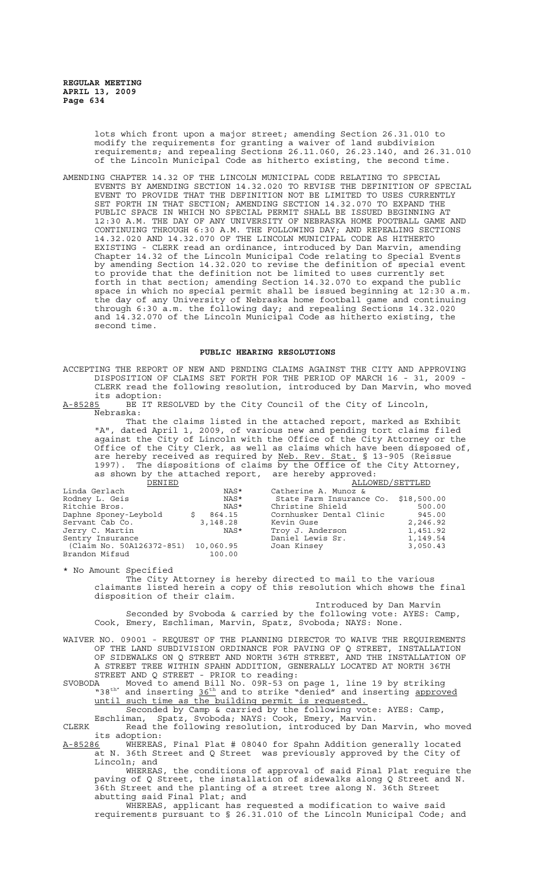lots which front upon a major street; amending Section 26.31.010 to modify the requirements for granting a waiver of land subdivision requirements; and repealing Sections 26.11.060, 26.23.140, and 26.31.010 of the Lincoln Municipal Code as hitherto existing, the second time.

AMENDING CHAPTER 14.32 OF THE LINCOLN MUNICIPAL CODE RELATING TO SPECIAL EVENTS BY AMENDING SECTION 14.32.020 TO REVISE THE DEFINITION OF SPECIAL EVENT TO PROVIDE THAT THE DEFINITION NOT BE LIMITED TO USES CURRENTLY SET FORTH IN THAT SECTION; AMENDING SECTION 14.32.070 TO EXPAND THE PUBLIC SPACE IN WHICH NO SPECIAL PERMIT SHALL BE ISSUED BEGINNING AT 12:30 A.M. THE DAY OF ANY UNIVERSITY OF NEBRASKA HOME FOOTBALL GAME AND CONTINUING THROUGH 6:30 A.M. THE FOLLOWING DAY; AND REPEALING SECTIONS 14.32.020 AND 14.32.070 OF THE LINCOLN MUNICIPAL CODE AS HITHERTO EXISTING - CLERK read an ordinance, introduced by Dan Marvin, amending Chapter 14.32 of the Lincoln Municipal Code relating to Special Events by amending Section 14.32.020 to revise the definition of special event to provide that the definition not be limited to uses currently set forth in that section; amending Section 14.32.070 to expand the public space in which no special permit shall be issued beginning at 12:30 a.m. the day of any University of Nebraska home football game and continuing through 6:30 a.m. the following day; and repealing Sections 14.32.020 and 14.32.070 of the Lincoln Municipal Code as hitherto existing, the second time.

## PUBLIC HEARING RESOLUTIONS

ACCEPTING THE REPORT OF NEW AND PENDING CLAIMS AGAINST THE CITY AND APPROVING DISPOSITION OF CLAIMS SET FORTH FOR THE PERIOD OF MARCH 16 - 31, 2009 - CLERK read the following resolution, introduced by Dan Marvin, who moved its adoption:

A-85285 BE IT RESOLVED by the City Council of the City of Lincoln, Nebraska:

That the claims listed in the attached report, marked as Exhibit "A", dated April 1, 2009, of various new and pending tort claims filed against the City of Lincoln with the Office of the City Attorney or the Office of the City Clerk, as well as claims which have been disposed of, are hereby received as required by Neb. Rev. Stat. § 13-905 (Reissue 1997). The dispositions of claims by the Office of the City Attorney, as shown by the attached report, are hereby approved:

| DENIED | | ALLOWED/SETTLED | |
|---|---|---|---|
| Linda Gerlach | NAS* | Catherine A. Munoz & | |
| Rodney L. Geis | NAS* | State Farm Insurance Co. | $18,500.00 |
| Ritchie Bros. | NAS* | Christine Shield | 500.00 |
| Daphne Sponey-Leybold | $ 864.15 | Cornhusker Dental Clinic | 945.00 |
| Servant Cab Co. | 3,148.28 | Kevin Guse | 2,246.92 |
| Jerry C. Martin | NAS* | Troy J. Anderson | 1,451.92 |
| Sentry Insurance | | Daniel Lewis Sr. | 1,149.54 |
| (Claim No. 50A126372-851) | 10,060.95 | Joan Kinsey | 3,050.43 |
| Brandon Mifsud | 100.00 | | |

\* No Amount Specified

The City Attorney is hereby directed to mail to the various claimants listed herein a copy of this resolution which shows the final disposition of their claim.

Introduced by Dan Marvin

Seconded by Svoboda & carried by the following vote: AYES: Camp, Cook, Emery, Eschliman, Marvin, Spatz, Svoboda; NAYS: None.

WAIVER NO. 09001 - REQUEST OF THE PLANNING DIRECTOR TO WAIVE THE REQUIREMENTS OF THE LAND SUBDIVISION ORDINANCE FOR PAVING OF Q STREET, INSTALLATION OF SIDEWALKS ON Q STREET AND NORTH 36TH STREET, AND THE INSTALLATION OF A STREET TREE WITHIN SPAHN ADDITION, GENERALLY LOCATED AT NORTH 36TH STREET AND Q STREET - PRIOR to reading:

SVOBODA Moved to amend Bill No. 09R-53 on page 1, line 19 by striking "38th" and inserting 36th and to strike "denied" and inserting approved until such time as the building permit is requested.

Seconded by Camp & carried by the following vote: AYES: Camp, Eschliman, Spatz, Svoboda; NAYS: Cook, Emery, Marvin.

CLERK Read the following resolution, introduced by Dan Marvin, who moved its adoption:

A-85286 WHEREAS, Final Plat # 08040 for Spahn Addition generally located at N. 36th Street and Q Street was previously approved by the City of Lincoln; and

WHEREAS, the conditions of approval of said Final Plat require the paving of Q Street, the installation of sidewalks along Q Street and N. 36th Street and the planting of a street tree along N. 36th Street abutting said Final Plat; and

WHEREAS, applicant has requested a modification to waive said requirements pursuant to § 26.31.010 of the Lincoln Municipal Code; and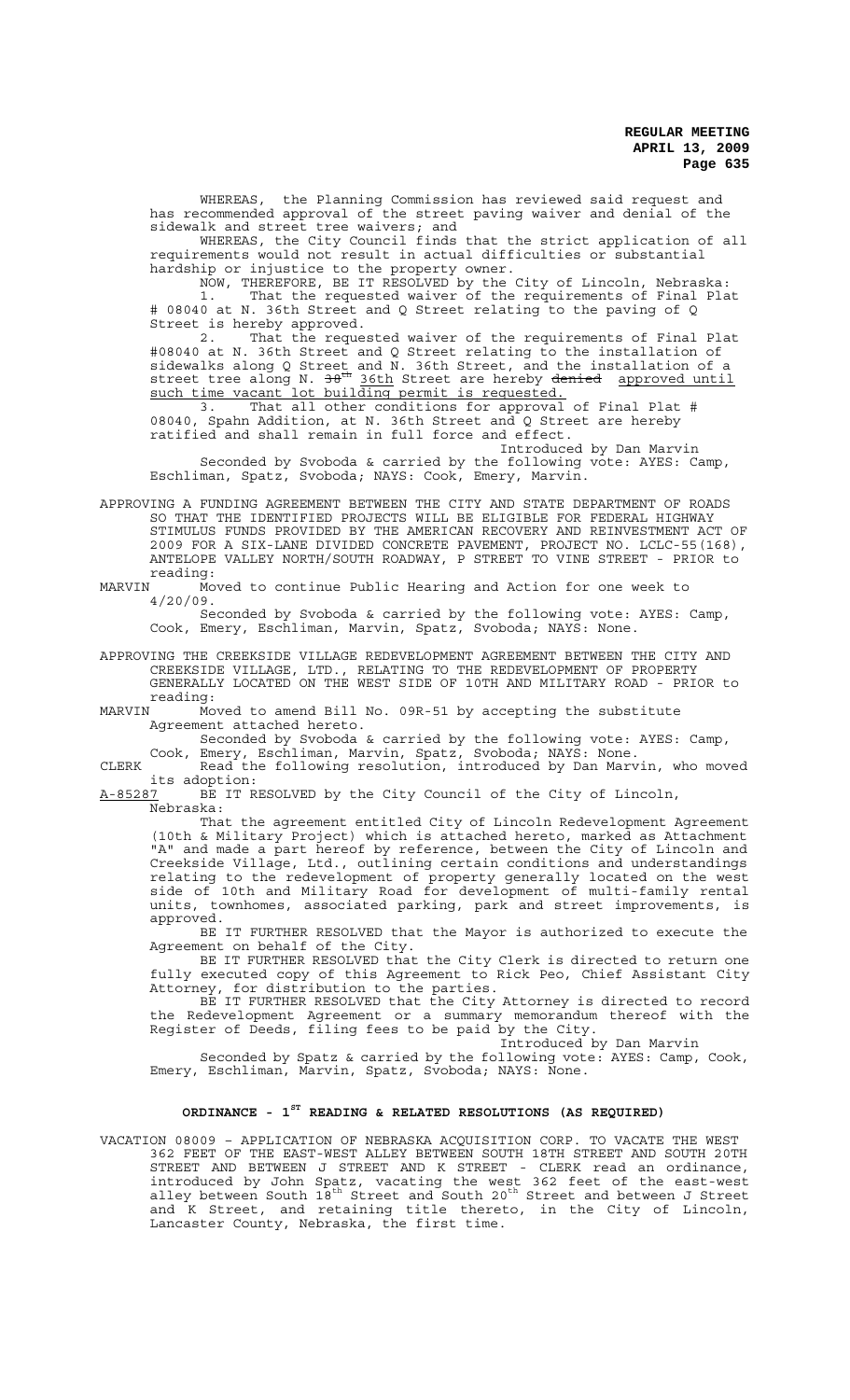WHEREAS, the Planning Commission has reviewed said request and has recommended approval of the street paving waiver and denial of the sidewalk and street tree waivers; and

WHEREAS, the City Council finds that the strict application of all requirements would not result in actual difficulties or substantial hardship or injustice to the property owner.

NOW, THEREFORE, BE IT RESOLVED by the City of Lincoln, Nebraska:

1. That the requested waiver of the requirements of Final Plat # 08040 at N. 36th Street and Q Street relating to the paving of Q Street is hereby approved.

2. That the requested waiver of the requirements of Final Plat #08040 at N. 36th Street and Q Street relating to the installation of sidewalks along Q Street and N. 36th Street, and the installation of a street tree along N. ~~38th~~ 36th Street are hereby ~~denied~~ approved until such time vacant lot building permit is requested.

3. That all other conditions for approval of Final Plat # 08040, Spahn Addition, at N. 36th Street and Q Street are hereby ratified and shall remain in full force and effect.

Introduced by Dan Marvin

Seconded by Svoboda & carried by the following vote: AYES: Camp, Eschliman, Spatz, Svoboda; NAYS: Cook, Emery, Marvin.

APPROVING A FUNDING AGREEMENT BETWEEN THE CITY AND STATE DEPARTMENT OF ROADS SO THAT THE IDENTIFIED PROJECTS WILL BE ELIGIBLE FOR FEDERAL HIGHWAY STIMULUS FUNDS PROVIDED BY THE AMERICAN RECOVERY AND REINVESTMENT ACT OF 2009 FOR A SIX-LANE DIVIDED CONCRETE PAVEMENT, PROJECT NO. LCLC-55(168), ANTELOPE VALLEY NORTH/SOUTH ROADWAY, P STREET TO VINE STREET - PRIOR to reading:

MARVIN Moved to continue Public Hearing and Action for one week to 4/20/09.

Seconded by Svoboda & carried by the following vote: AYES: Camp, Cook, Emery, Eschliman, Marvin, Spatz, Svoboda; NAYS: None.

APPROVING THE CREEKSIDE VILLAGE REDEVELOPMENT AGREEMENT BETWEEN THE CITY AND CREEKSIDE VILLAGE, LTD., RELATING TO THE REDEVELOPMENT OF PROPERTY GENERALLY LOCATED ON THE WEST SIDE OF 10TH AND MILITARY ROAD - PRIOR to reading:

MARVIN Moved to amend Bill No. 09R-51 by accepting the substitute Agreement attached hereto.

Seconded by Svoboda & carried by the following vote: AYES: Camp, Cook, Emery, Eschliman, Marvin, Spatz, Svoboda; NAYS: None.

CLERK Read the following resolution, introduced by Dan Marvin, who moved its adoption:

A-85287 BE IT RESOLVED by the City Council of the City of Lincoln, Nebraska:

That the agreement entitled City of Lincoln Redevelopment Agreement (10th & Military Project) which is attached hereto, marked as Attachment "A" and made a part hereof by reference, between the City of Lincoln and Creekside Village, Ltd., outlining certain conditions and understandings relating to the redevelopment of property generally located on the west side of 10th and Military Road for development of multi-family rental units, townhomes, associated parking, park and street improvements, is approved.

BE IT FURTHER RESOLVED that the Mayor is authorized to execute the Agreement on behalf of the City.

BE IT FURTHER RESOLVED that the City Clerk is directed to return one fully executed copy of this Agreement to Rick Peo, Chief Assistant City Attorney, for distribution to the parties.

BE IT FURTHER RESOLVED that the City Attorney is directed to record the Redevelopment Agreement or a summary memorandum thereof with the Register of Deeds, filing fees to be paid by the City.

Introduced by Dan Marvin

Seconded by Spatz & carried by the following vote: AYES: Camp, Cook, Emery, Eschliman, Marvin, Spatz, Svoboda; NAYS: None.

## ORDINANCE - 1ST READING & RELATED RESOLUTIONS (AS REQUIRED)

VACATION 08009 – APPLICATION OF NEBRASKA ACQUISITION CORP. TO VACATE THE WEST 362 FEET OF THE EAST-WEST ALLEY BETWEEN SOUTH 18TH STREET AND SOUTH 20TH STREET AND BETWEEN J STREET AND K STREET - CLERK read an ordinance, introduced by John Spatz, vacating the west 362 feet of the east-west alley between South 18th Street and South 20th Street and between J Street and K Street, and retaining title thereto, in the City of Lincoln, Lancaster County, Nebraska, the first time.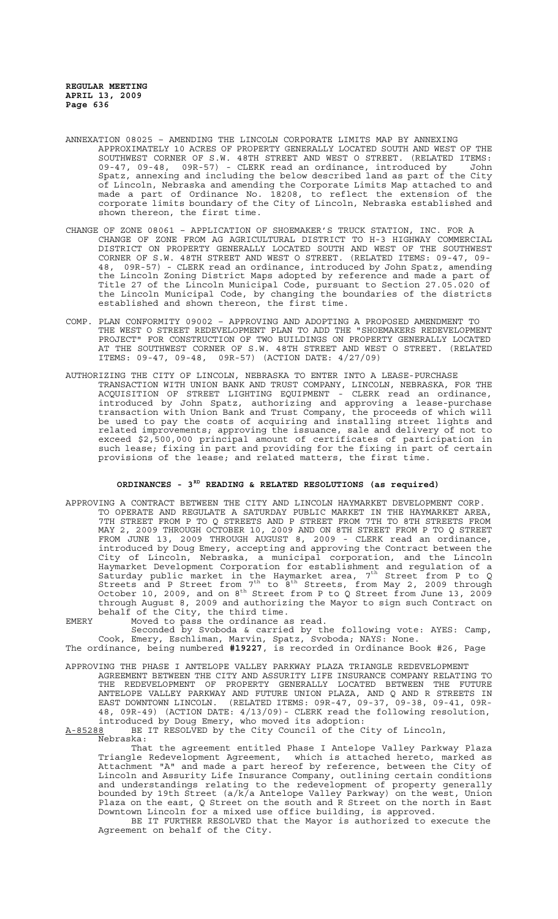ANNEXATION 08025 – AMENDING THE LINCOLN CORPORATE LIMITS MAP BY ANNEXING APPROXIMATELY 10 ACRES OF PROPERTY GENERALLY LOCATED SOUTH AND WEST OF THE SOUTHWEST CORNER OF S.W. 48TH STREET AND WEST O STREET. (RELATED ITEMS: 09-47, 09-48, 09R-57) - CLERK read an ordinance, introduced by John Spatz, annexing and including the below described land as part of the City of Lincoln, Nebraska and amending the Corporate Limits Map attached to and made a part of Ordinance No. 18208, to reflect the extension of the corporate limits boundary of the City of Lincoln, Nebraska established and shown thereon, the first time.

CHANGE OF ZONE 08061 – APPLICATION OF SHOEMAKER'S TRUCK STATION, INC. FOR A CHANGE OF ZONE FROM AG AGRICULTURAL DISTRICT TO H-3 HIGHWAY COMMERCIAL DISTRICT ON PROPERTY GENERALLY LOCATED SOUTH AND WEST OF THE SOUTHWEST CORNER OF S.W. 48TH STREET AND WEST O STREET. (RELATED ITEMS: 09-47, 09-48, 09R-57) - CLERK read an ordinance, introduced by John Spatz, amending the Lincoln Zoning District Maps adopted by reference and made a part of Title 27 of the Lincoln Municipal Code, pursuant to Section 27.05.020 of the Lincoln Municipal Code, by changing the boundaries of the districts established and shown thereon, the first time.

COMP. PLAN CONFORMITY 09002 – APPROVING AND ADOPTING A PROPOSED AMENDMENT TO THE WEST O STREET REDEVELOPMENT PLAN TO ADD THE "SHOEMAKERS REDEVELOPMENT PROJECT" FOR CONSTRUCTION OF TWO BUILDINGS ON PROPERTY GENERALLY LOCATED AT THE SOUTHWEST CORNER OF S.W. 48TH STREET AND WEST O STREET. (RELATED ITEMS: 09-47, 09-48, 09R-57) (ACTION DATE: 4/27/09)

AUTHORIZING THE CITY OF LINCOLN, NEBRASKA TO ENTER INTO A LEASE-PURCHASE TRANSACTION WITH UNION BANK AND TRUST COMPANY, LINCOLN, NEBRASKA, FOR THE ACQUISITION OF STREET LIGHTING EQUIPMENT - CLERK read an ordinance, introduced by John Spatz, authorizing and approving a lease-purchase transaction with Union Bank and Trust Company, the proceeds of which will be used to pay the costs of acquiring and installing street lights and related improvements; approving the issuance, sale and delivery of not to exceed $2,500,000 principal amount of certificates of participation in such lease; fixing in part and providing for the fixing in part of certain provisions of the lease; and related matters, the first time.

## ORDINANCES - 3RD READING & RELATED RESOLUTIONS (as required)

APPROVING A CONTRACT BETWEEN THE CITY AND LINCOLN HAYMARKET DEVELOPMENT CORP. TO OPERATE AND REGULATE A SATURDAY PUBLIC MARKET IN THE HAYMARKET AREA, 7TH STREET FROM P TO Q STREETS AND P STREET FROM 7TH TO 8TH STREETS FROM MAY 2, 2009 THROUGH OCTOBER 10, 2009 AND ON 8TH STREET FROM P TO Q STREET FROM JUNE 13, 2009 THROUGH AUGUST 8, 2009 - CLERK read an ordinance, introduced by Doug Emery, accepting and approving the Contract between the City of Lincoln, Nebraska, a municipal corporation, and the Lincoln Haymarket Development Corporation for establishment and regulation of a Saturday public market in the Haymarket area, 7th Street from P to Q Streets and P Street from 7th to 8th Streets, from May 2, 2009 through October 10, 2009, and on 8th Street from P to Q Street from June 13, 2009 through August 8, 2009 and authorizing the Mayor to sign such Contract on behalf of the City, the third time.

EMERY Moved to pass the ordinance as read.

Seconded by Svoboda & carried by the following vote: AYES: Camp, Cook, Emery, Eschliman, Marvin, Spatz, Svoboda; NAYS: None.

The ordinance, being numbered **#19227**, is recorded in Ordinance Book #26, Page

APPROVING THE PHASE I ANTELOPE VALLEY PARKWAY PLAZA TRIANGLE REDEVELOPMENT AGREEMENT BETWEEN THE CITY AND ASSURITY LIFE INSURANCE COMPANY RELATING TO THE REDEVELOPMENT OF PROPERTY GENERALLY LOCATED BETWEEN THE FUTURE ANTELOPE VALLEY PARKWAY AND FUTURE UNION PLAZA, AND Q AND R STREETS IN EAST DOWNTOWN LINCOLN. (RELATED ITEMS: 09R-47, 09-37, 09-38, 09-41, 09R-48, 09R-49) (ACTION DATE: 4/13/09)- CLERK read the following resolution, introduced by Doug Emery, who moved its adoption:

A-85288 BE IT RESOLVED by the City Council of the City of Lincoln, Nebraska:

That the agreement entitled Phase I Antelope Valley Parkway Plaza Triangle Redevelopment Agreement, which is attached hereto, marked as Attachment "A" and made a part hereof by reference, between the City of Lincoln and Assurity Life Insurance Company, outlining certain conditions and understandings relating to the redevelopment of property generally bounded by 19th Street (a/k/a Antelope Valley Parkway) on the west, Union Plaza on the east, Q Street on the south and R Street on the north in East Downtown Lincoln for a mixed use office building, is approved.

BE IT FURTHER RESOLVED that the Mayor is authorized to execute the Agreement on behalf of the City.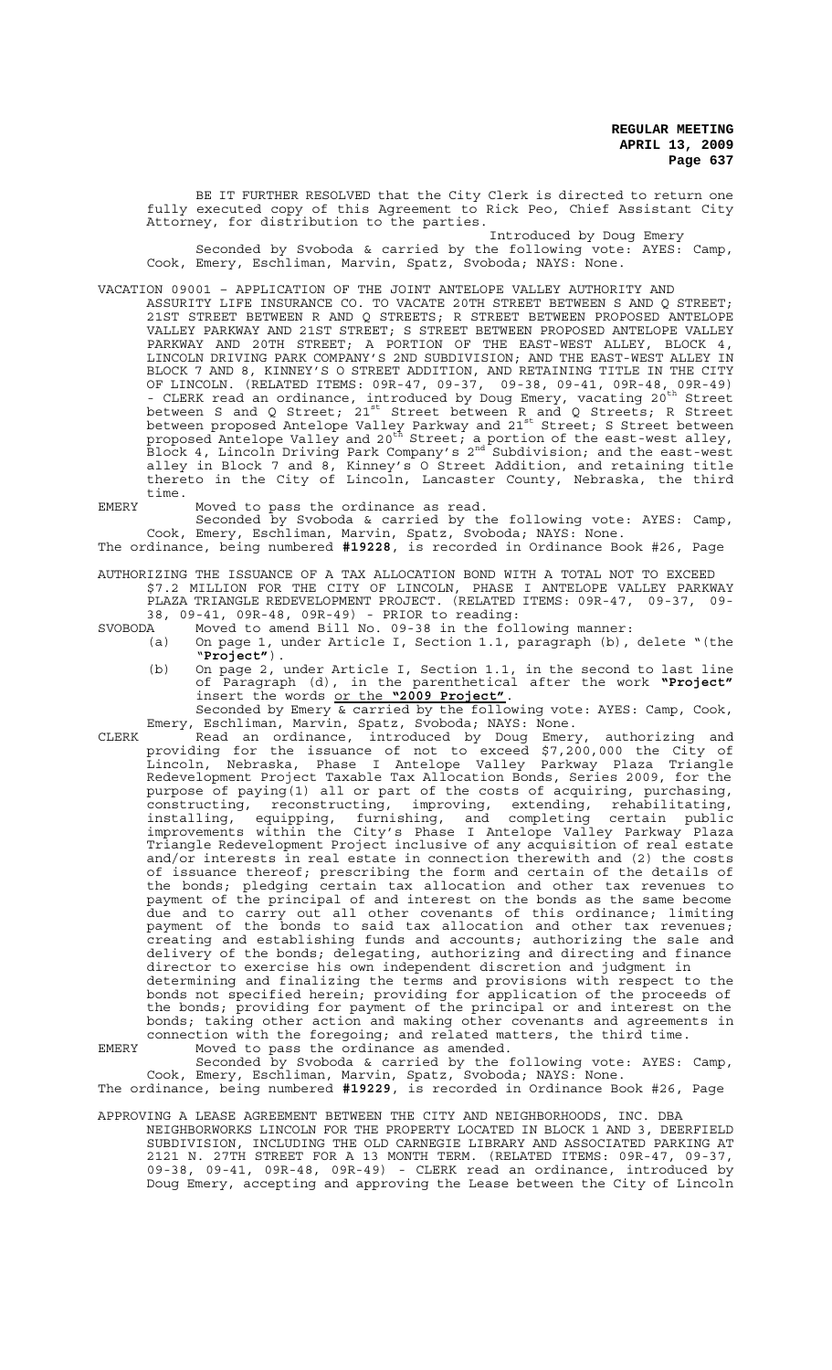BE IT FURTHER RESOLVED that the City Clerk is directed to return one fully executed copy of this Agreement to Rick Peo, Chief Assistant City Attorney, for distribution to the parties.

Introduced by Doug Emery

Seconded by Svoboda & carried by the following vote: AYES: Camp, Cook, Emery, Eschliman, Marvin, Spatz, Svoboda; NAYS: None.

VACATION 09001 – APPLICATION OF THE JOINT ANTELOPE VALLEY AUTHORITY AND ASSURITY LIFE INSURANCE CO. TO VACATE 20TH STREET BETWEEN S AND Q STREET; 21ST STREET BETWEEN R AND Q STREETS; R STREET BETWEEN PROPOSED ANTELOPE VALLEY PARKWAY AND 21ST STREET; S STREET BETWEEN PROPOSED ANTELOPE VALLEY PARKWAY AND 20TH STREET; A PORTION OF THE EAST-WEST ALLEY, BLOCK 4, LINCOLN DRIVING PARK COMPANY'S 2ND SUBDIVISION; AND THE EAST-WEST ALLEY IN BLOCK 7 AND 8, KINNEY'S O STREET ADDITION, AND RETAINING TITLE IN THE CITY OF LINCOLN. (RELATED ITEMS: 09R-47, 09-37, 09-38, 09-41, 09R-48, 09R-49) - CLERK read an ordinance, introduced by Doug Emery, vacating 20th Street between S and Q Street; 21st Street between R and Q Streets; R Street between proposed Antelope Valley Parkway and 21st Street; S Street between proposed Antelope Valley and 20th Street; a portion of the east-west alley, Block 4, Lincoln Driving Park Company's 2nd Subdivision; and the east-west alley in Block 7 and 8, Kinney's O Street Addition, and retaining title thereto in the City of Lincoln, Lancaster County, Nebraska, the third time.

EMERY Moved to pass the ordinance as read.

Seconded by Svoboda & carried by the following vote: AYES: Camp, Cook, Emery, Eschliman, Marvin, Spatz, Svoboda; NAYS: None.

The ordinance, being numbered **#19228**, is recorded in Ordinance Book #26, Page

AUTHORIZING THE ISSUANCE OF A TAX ALLOCATION BOND WITH A TOTAL NOT TO EXCEED $7.2 MILLION FOR THE CITY OF LINCOLN, PHASE I ANTELOPE VALLEY PARKWAY PLAZA TRIANGLE REDEVELOPMENT PROJECT. (RELATED ITEMS: 09R-47, 09-37, 09-38, 09-41, 09R-48, 09R-49) - PRIOR to reading:

SVOBODA Moved to amend Bill No. 09-38 in the following manner:

(a) On page 1, under Article I, Section 1.1, paragraph (b), delete "(the **"Project"**).

(b) On page 2, under Article I, Section 1.1, in the second to last line of Paragraph (d), in the parenthetical after the work **"Project"** insert the words <u>or the **"2009 Project"**</u>.

Seconded by Emery & carried by the following vote: AYES: Camp, Cook, Emery, Eschliman, Marvin, Spatz, Svoboda; NAYS: None.

CLERK Read an ordinance, introduced by Doug Emery, authorizing and providing for the issuance of not to exceed $7,200,000 the City of Lincoln, Nebraska, Phase I Antelope Valley Parkway Plaza Triangle Redevelopment Project Taxable Tax Allocation Bonds, Series 2009, for the purpose of paying(1) all or part of the costs of acquiring, purchasing, constructing, reconstructing, improving, extending, rehabilitating, installing, equipping, furnishing, and completing certain public improvements within the City's Phase I Antelope Valley Parkway Plaza Triangle Redevelopment Project inclusive of any acquisition of real estate and/or interests in real estate in connection therewith and (2) the costs of issuance thereof; prescribing the form and certain of the details of the bonds; pledging certain tax allocation and other tax revenues to payment of the principal of and interest on the bonds as the same become due and to carry out all other covenants of this ordinance; limiting payment of the bonds to said tax allocation and other tax revenues; creating and establishing funds and accounts; authorizing the sale and delivery of the bonds; delegating, authorizing and directing and finance director to exercise his own independent discretion and judgment in determining and finalizing the terms and provisions with respect to the bonds not specified herein; providing for application of the proceeds of the bonds; providing for payment of the principal or and interest on the bonds; taking other action and making other covenants and agreements in connection with the foregoing; and related matters, the third time.

EMERY Moved to pass the ordinance as amended.

Seconded by Svoboda & carried by the following vote: AYES: Camp, Cook, Emery, Eschliman, Marvin, Spatz, Svoboda; NAYS: None.

The ordinance, being numbered **#19229**, is recorded in Ordinance Book #26, Page

APPROVING A LEASE AGREEMENT BETWEEN THE CITY AND NEIGHBORHOODS, INC. DBA NEIGHBORWORKS LINCOLN FOR THE PROPERTY LOCATED IN BLOCK 1 AND 3, DEERFIELD SUBDIVISION, INCLUDING THE OLD CARNEGIE LIBRARY AND ASSOCIATED PARKING AT 2121 N. 27TH STREET FOR A 13 MONTH TERM. (RELATED ITEMS: 09R-47, 09-37, 09-38, 09-41, 09R-48, 09R-49) - CLERK read an ordinance, introduced by Doug Emery, accepting and approving the Lease between the City of Lincoln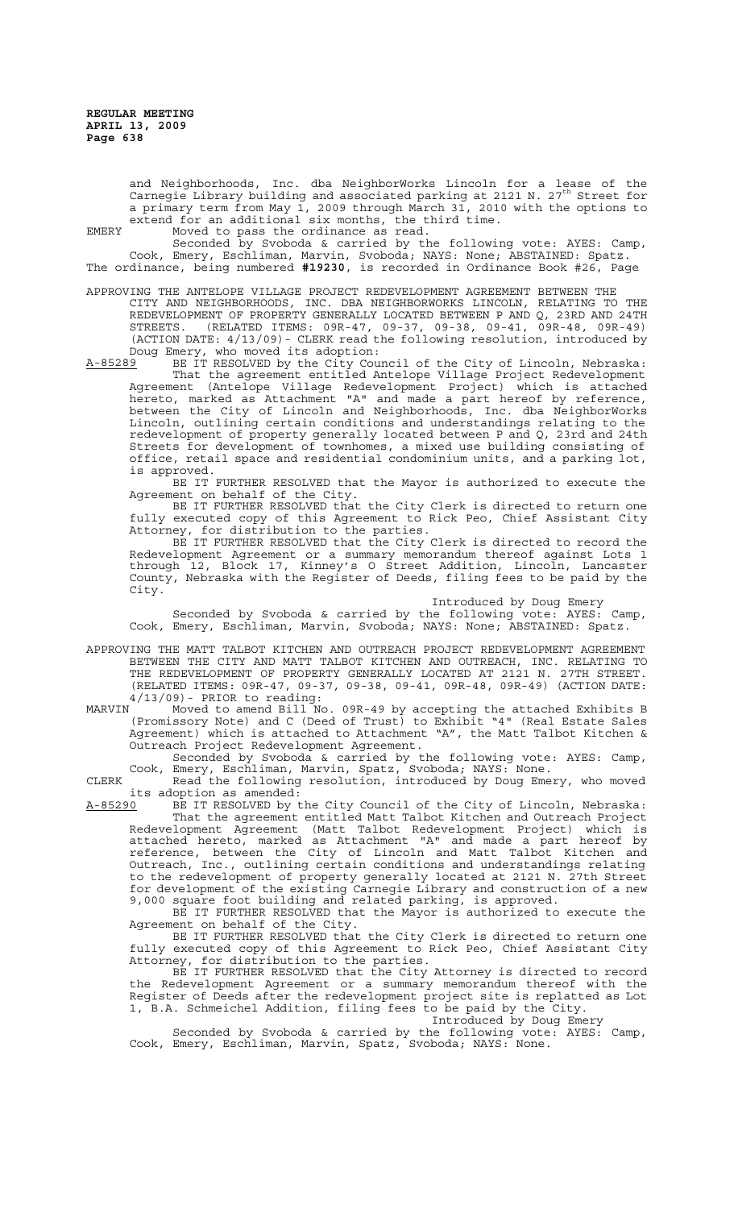and Neighborhoods, Inc. dba NeighborWorks Lincoln for a lease of the Carnegie Library building and associated parking at 2121 N. 27th Street for a primary term from May 1, 2009 through March 31, 2010 with the options to extend for an additional six months, the third time.

EMERY Moved to pass the ordinance as read.

Seconded by Svoboda & carried by the following vote: AYES: Camp, Cook, Emery, Eschliman, Marvin, Svoboda; NAYS: None; ABSTAINED: Spatz.

The ordinance, being numbered **#19230**, is recorded in Ordinance Book #26, Page

APPROVING THE ANTELOPE VILLAGE PROJECT REDEVELOPMENT AGREEMENT BETWEEN THE CITY AND NEIGHBORHOODS, INC. DBA NEIGHBORWORKS LINCOLN, RELATING TO THE REDEVELOPMENT OF PROPERTY GENERALLY LOCATED BETWEEN P AND Q, 23RD AND 24TH STREETS. (RELATED ITEMS: 09R-47, 09-37, 09-38, 09-41, 09R-48, 09R-49) (ACTION DATE: 4/13/09) - CLERK read the following resolution, introduced by Doug Emery, who moved its adoption:

A-85289 BE IT RESOLVED by the City Council of the City of Lincoln, Nebraska:

That the agreement entitled Antelope Village Project Redevelopment Agreement (Antelope Village Redevelopment Project) which is attached hereto, marked as Attachment "A" and made a part hereof by reference, between the City of Lincoln and Neighborhoods, Inc. dba NeighborWorks Lincoln, outlining certain conditions and understandings relating to the redevelopment of property generally located between P and Q, 23rd and 24th Streets for development of townhomes, a mixed use building consisting of office, retail space and residential condominium units, and a parking lot, is approved.

BE IT FURTHER RESOLVED that the Mayor is authorized to execute the Agreement on behalf of the City.

BE IT FURTHER RESOLVED that the City Clerk is directed to return one fully executed copy of this Agreement to Rick Peo, Chief Assistant City Attorney, for distribution to the parties.

BE IT FURTHER RESOLVED that the City Clerk is directed to record the Redevelopment Agreement or a summary memorandum thereof against Lots 1 through 12, Block 17, Kinney's O Street Addition, Lincoln, Lancaster County, Nebraska with the Register of Deeds, filing fees to be paid by the City.

Introduced by Doug Emery

Seconded by Svoboda & carried by the following vote: AYES: Camp, Cook, Emery, Eschliman, Marvin, Svoboda; NAYS: None; ABSTAINED: Spatz.

APPROVING THE MATT TALBOT KITCHEN AND OUTREACH PROJECT REDEVELOPMENT AGREEMENT BETWEEN THE CITY AND MATT TALBOT KITCHEN AND OUTREACH, INC. RELATING TO THE REDEVELOPMENT OF PROPERTY GENERALLY LOCATED AT 2121 N. 27TH STREET. (RELATED ITEMS: 09R-47, 09-37, 09-38, 09-41, 09R-48, 09R-49) (ACTION DATE: 4/13/09) - PRIOR to reading:

MARVIN Moved to amend Bill No. 09R-49 by accepting the attached Exhibits B (Promissory Note) and C (Deed of Trust) to Exhibit "4" (Real Estate Sales Agreement) which is attached to Attachment "A", the Matt Talbot Kitchen & Outreach Project Redevelopment Agreement.

Seconded by Svoboda & carried by the following vote: AYES: Camp, Cook, Emery, Eschliman, Marvin, Spatz, Svoboda; NAYS: None.

CLERK Read the following resolution, introduced by Doug Emery, who moved its adoption as amended:

A-85290 BE IT RESOLVED by the City Council of the City of Lincoln, Nebraska:

That the agreement entitled Matt Talbot Kitchen and Outreach Project Redevelopment Agreement (Matt Talbot Redevelopment Project) which is attached hereto, marked as Attachment "A" and made a part hereof by reference, between the City of Lincoln and Matt Talbot Kitchen and Outreach, Inc., outlining certain conditions and understandings relating to the redevelopment of property generally located at 2121 N. 27th Street for development of the existing Carnegie Library and construction of a new 9,000 square foot building and related parking, is approved.

BE IT FURTHER RESOLVED that the Mayor is authorized to execute the Agreement on behalf of the City.

BE IT FURTHER RESOLVED that the City Clerk is directed to return one fully executed copy of this Agreement to Rick Peo, Chief Assistant City Attorney, for distribution to the parties.

BE IT FURTHER RESOLVED that the City Attorney is directed to record the Redevelopment Agreement or a summary memorandum thereof with the Register of Deeds after the redevelopment project site is replatted as Lot 1, B.A. Schmeichel Addition, filing fees to be paid by the City.

Introduced by Doug Emery

Seconded by Svoboda & carried by the following vote: AYES: Camp, Cook, Emery, Eschliman, Marvin, Spatz, Svoboda; NAYS: None.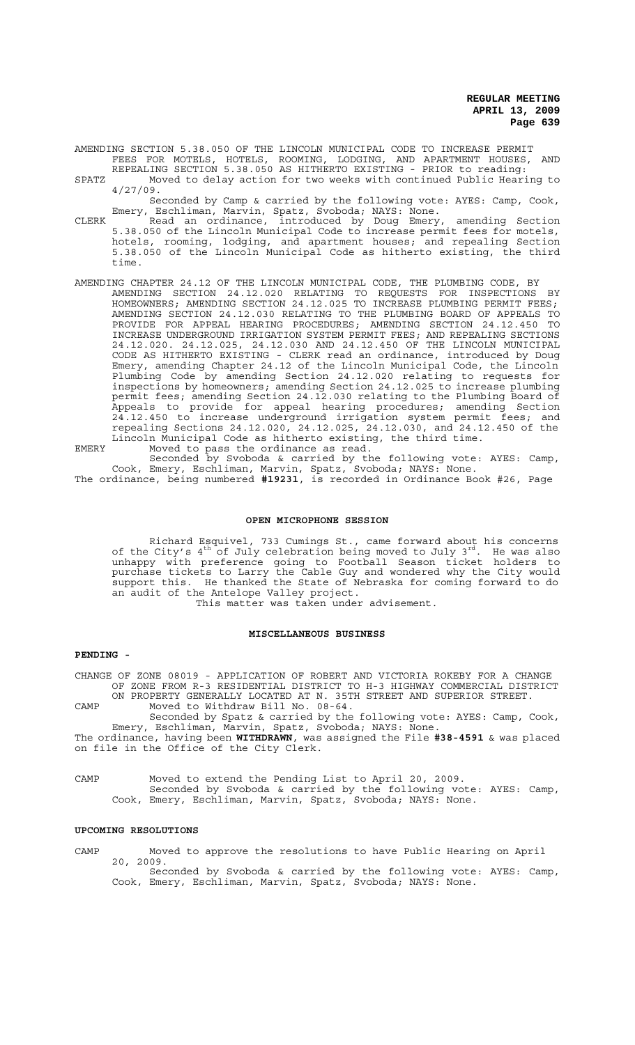AMENDING SECTION 5.38.050 OF THE LINCOLN MUNICIPAL CODE TO INCREASE PERMIT FEES FOR MOTELS, HOTELS, ROOMING, LODGING, AND APARTMENT HOUSES, AND REPEALING SECTION 5.38.050 AS HITHERTO EXISTING - PRIOR to reading:

SPATZ Moved to delay action for two weeks with continued Public Hearing to 4/27/09.

Seconded by Camp & carried by the following vote: AYES: Camp, Cook, Emery, Eschliman, Marvin, Spatz, Svoboda; NAYS: None.

CLERK Read an ordinance, introduced by Doug Emery, amending Section 5.38.050 of the Lincoln Municipal Code to increase permit fees for motels, hotels, rooming, lodging, and apartment houses; and repealing Section 5.38.050 of the Lincoln Municipal Code as hitherto existing, the third time.

AMENDING CHAPTER 24.12 OF THE LINCOLN MUNICIPAL CODE, THE PLUMBING CODE, BY AMENDING SECTION 24.12.020 RELATING TO REQUESTS FOR INSPECTIONS BY HOMEOWNERS; AMENDING SECTION 24.12.025 TO INCREASE PLUMBING PERMIT FEES; AMENDING SECTION 24.12.030 RELATING TO THE PLUMBING BOARD OF APPEALS TO PROVIDE FOR APPEAL HEARING PROCEDURES; AMENDING SECTION 24.12.450 TO INCREASE UNDERGROUND IRRIGATION SYSTEM PERMIT FEES; AND REPEALING SECTIONS 24.12.020. 24.12.025, 24.12.030 AND 24.12.450 OF THE LINCOLN MUNICIPAL CODE AS HITHERTO EXISTING - CLERK read an ordinance, introduced by Doug Emery, amending Chapter 24.12 of the Lincoln Municipal Code, the Lincoln Plumbing Code by amending Section 24.12.020 relating to requests for inspections by homeowners; amending Section 24.12.025 to increase plumbing permit fees; amending Section 24.12.030 relating to the Plumbing Board of Appeals to provide for appeal hearing procedures; amending Section 24.12.450 to increase underground irrigation system permit fees; and repealing Sections 24.12.020, 24.12.025, 24.12.030, and 24.12.450 of the Lincoln Municipal Code as hitherto existing, the third time.

EMERY Moved to pass the ordinance as read.

Seconded by Svoboda & carried by the following vote: AYES: Camp, Cook, Emery, Eschliman, Marvin, Spatz, Svoboda; NAYS: None.

The ordinance, being numbered **#19231**, is recorded in Ordinance Book #26, Page

## OPEN MICROPHONE SESSION

Richard Esquivel, 733 Cumings St., came forward about his concerns of the City's 4th of July celebration being moved to July 3rd. He was also unhappy with preference going to Football Season ticket holders to purchase tickets to Larry the Cable Guy and wondered why the City would support this. He thanked the State of Nebraska for coming forward to do an audit of the Antelope Valley project.

This matter was taken under advisement.

## MISCELLANEOUS BUSINESS

**PENDING -**

CHANGE OF ZONE 08019 - APPLICATION OF ROBERT AND VICTORIA ROKEBY FOR A CHANGE OF ZONE FROM R-3 RESIDENTIAL DISTRICT TO H-3 HIGHWAY COMMERCIAL DISTRICT ON PROPERTY GENERALLY LOCATED AT N. 35TH STREET AND SUPERIOR STREET.

CAMP Moved to Withdraw Bill No. 08-64.

Seconded by Spatz & carried by the following vote: AYES: Camp, Cook, Emery, Eschliman, Marvin, Spatz, Svoboda; NAYS: None.

The ordinance, having been **WITHDRAWN**, was assigned the File **#38-4591** & was placed on file in the Office of the City Clerk.

CAMP Moved to extend the Pending List to April 20, 2009.

Seconded by Svoboda & carried by the following vote: AYES: Camp, Cook, Emery, Eschliman, Marvin, Spatz, Svoboda; NAYS: None.

**UPCOMING RESOLUTIONS**

CAMP Moved to approve the resolutions to have Public Hearing on April 20, 2009.

Seconded by Svoboda & carried by the following vote: AYES: Camp, Cook, Emery, Eschliman, Marvin, Spatz, Svoboda; NAYS: None.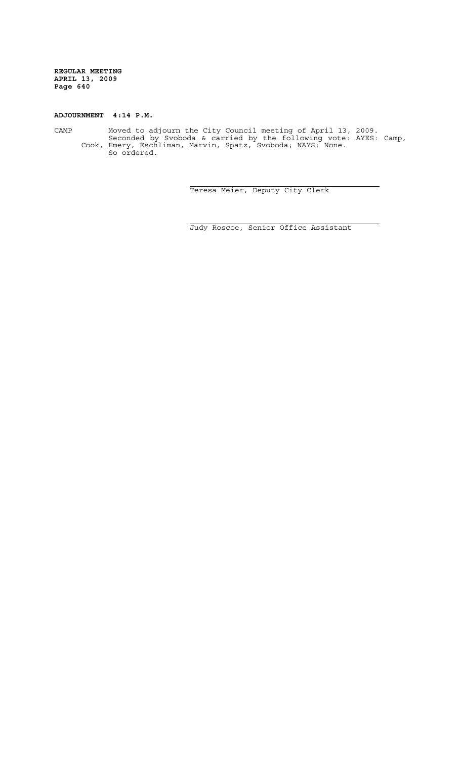**ADJOURNMENT 4:14 P.M.**

CAMP Moved to adjourn the City Council meeting of April 13, 2009. Seconded by Svoboda & carried by the following vote: AYES: Camp, Cook, Emery, Eschliman, Marvin, Spatz, Svoboda; NAYS: None. So ordered.

Teresa Meier, Deputy City Clerk

Judy Roscoe, Senior Office Assistant